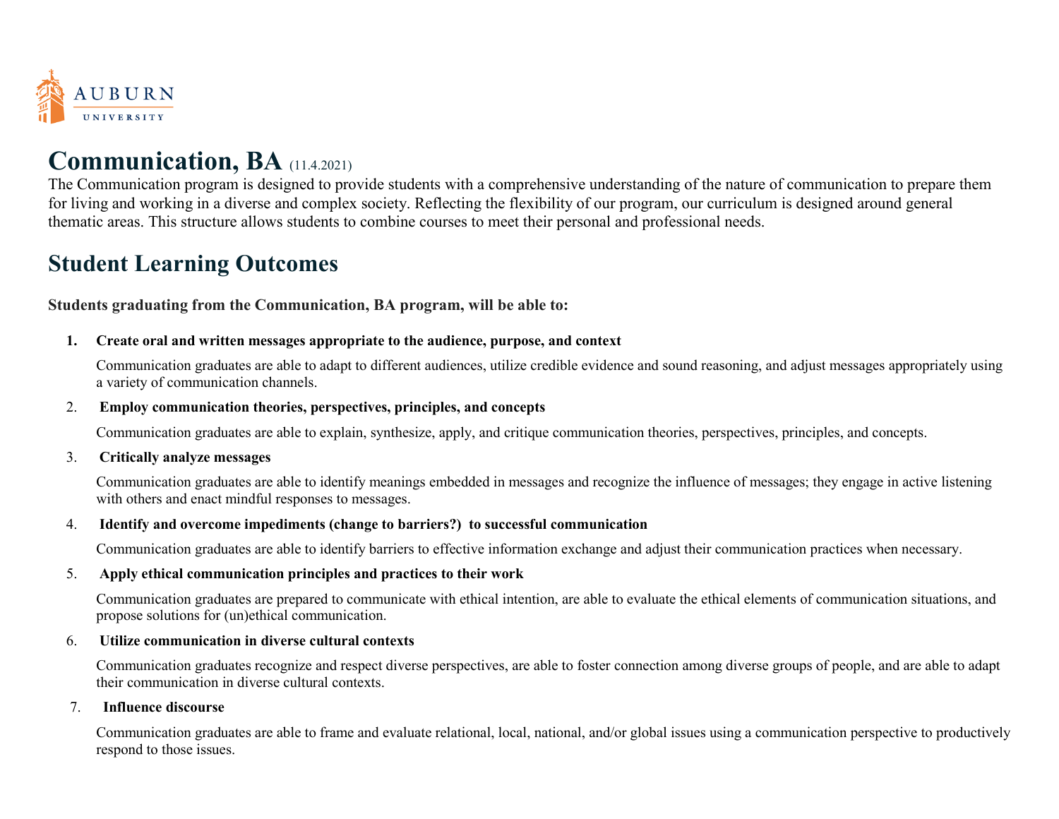AUBURN UNIVERSITY

# Communication, BA (11.4.2021)

The Communication program is designed to provide students with a comprehensive understanding of the nature of communication to prepare them for living and working in a diverse and complex society. Reflecting the flexibility of our program, our curriculum is designed around general thematic areas. This structure allows students to combine courses to meet their personal and professional needs.

# Student Learning Outcomes

**Students graduating from the Communication, BA program, will be able to:**

1. **Create oral and written messages appropriate to the audience, purpose, and context**

   Communication graduates are able to adapt to different audiences, utilize credible evidence and sound reasoning, and adjust messages appropriately using a variety of communication channels.

2. **Employ communication theories, perspectives, principles, and concepts**

   Communication graduates are able to explain, synthesize, apply, and critique communication theories, perspectives, principles, and concepts.

3. **Critically analyze messages**

   Communication graduates are able to identify meanings embedded in messages and recognize the influence of messages; they engage in active listening with others and enact mindful responses to messages.

4. **Identify and overcome impediments (change to barriers?) to successful communication**

   Communication graduates are able to identify barriers to effective information exchange and adjust their communication practices when necessary.

5. **Apply ethical communication principles and practices to their work**

   Communication graduates are prepared to communicate with ethical intention, are able to evaluate the ethical elements of communication situations, and propose solutions for (un)ethical communication.

6. **Utilize communication in diverse cultural contexts**

   Communication graduates recognize and respect diverse perspectives, are able to foster connection among diverse groups of people, and are able to adapt their communication in diverse cultural contexts.

7. **Influence discourse**

   Communication graduates are able to frame and evaluate relational, local, national, and/or global issues using a communication perspective to productively respond to those issues.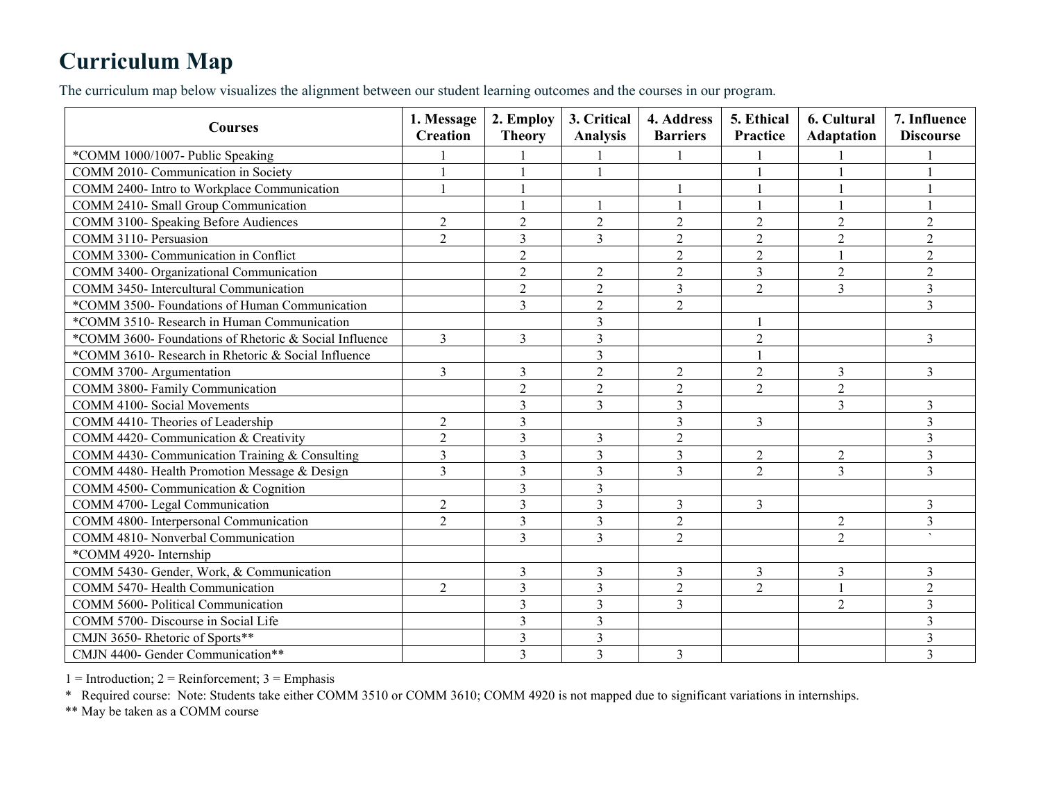# Curriculum Map

The curriculum map below visualizes the alignment between our student learning outcomes and the courses in our program.

| Courses | 1. Message Creation | 2. Employ Theory | 3. Critical Analysis | 4. Address Barriers | 5. Ethical Practice | 6. Cultural Adaptation | 7. Influence Discourse |
|---|---|---|---|---|---|---|---|
| *COMM 1000/1007- Public Speaking | 1 | 1 | 1 | 1 | 1 | 1 | 1 |
| COMM 2010- Communication in Society | 1 | 1 | 1 | | 1 | 1 | 1 |
| COMM 2400- Intro to Workplace Communication | 1 | 1 | | 1 | 1 | 1 | 1 |
| COMM 2410- Small Group Communication | | 1 | 1 | 1 | 1 | 1 | 1 |
| COMM 3100- Speaking Before Audiences | 2 | 2 | 2 | 2 | 2 | 2 | 2 |
| COMM 3110- Persuasion | 2 | 3 | 3 | 2 | 2 | 2 | 2 |
| COMM 3300- Communication in Conflict | | 2 | | 2 | 2 | 1 | 2 |
| COMM 3400- Organizational Communication | | 2 | 2 | 2 | 3 | 2 | 2 |
| COMM 3450- Intercultural Communication | | 2 | 2 | 3 | 2 | 3 | 3 |
| *COMM 3500- Foundations of Human Communication | | 3 | 2 | 2 | | | 3 |
| *COMM 3510- Research in Human Communication | | | 3 | | 1 | | |
| *COMM 3600- Foundations of Rhetoric & Social Influence | 3 | 3 | 3 | | 2 | | 3 |
| *COMM 3610- Research in Rhetoric & Social Influence | | | 3 | | 1 | | |
| COMM 3700- Argumentation | 3 | 3 | 2 | 2 | 2 | 3 | 3 |
| COMM 3800- Family Communication | | 2 | 2 | 2 | 2 | 2 | |
| COMM 4100- Social Movements | | 3 | 3 | 3 | | 3 | 3 |
| COMM 4410- Theories of Leadership | 2 | 3 | | 3 | 3 | | 3 |
| COMM 4420- Communication & Creativity | 2 | 3 | 3 | 2 | | | 3 |
| COMM 4430- Communication Training & Consulting | 3 | 3 | 3 | 3 | 2 | 2 | 3 |
| COMM 4480- Health Promotion Message & Design | 3 | 3 | 3 | 3 | 2 | 3 | 3 |
| COMM 4500- Communication & Cognition | | 3 | 3 | | | | |
| COMM 4700- Legal Communication | 2 | 3 | 3 | 3 | 3 | | 3 |
| COMM 4800- Interpersonal Communication | 2 | 3 | 3 | 2 | | 2 | 3 |
| COMM 4810- Nonverbal Communication | | 3 | 3 | 2 | | 2 | ` |
| *COMM 4920- Internship | | | | | | | |
| COMM 5430- Gender, Work, & Communication | | 3 | 3 | 3 | 3 | 3 | 3 |
| COMM 5470- Health Communication | 2 | 3 | 3 | 2 | 2 | 1 | 2 |
| COMM 5600- Political Communication | | 3 | 3 | 3 | | 2 | 3 |
| COMM 5700- Discourse in Social Life | | 3 | 3 | | | | 3 |
| CMJN 3650- Rhetoric of Sports** | | 3 | 3 | | | | 3 |
| CMJN 4400- Gender Communication** | | 3 | 3 | 3 | | | 3 |

1 = Introduction; 2 = Reinforcement; 3 = Emphasis

* Required course: Note: Students take either COMM 3510 or COMM 3610; COMM 4920 is not mapped due to significant variations in internships.

** May be taken as a COMM course